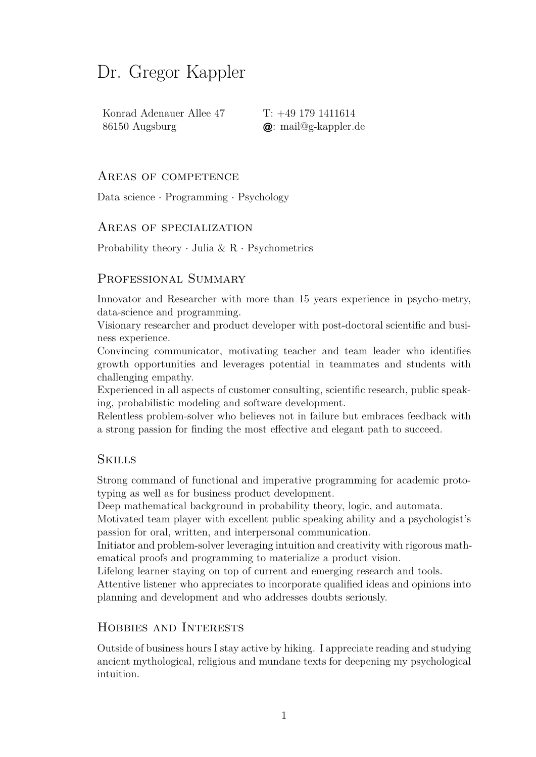# Dr. Gregor Kappler

Konrad Adenauer Allee 47
86150 Augsburg

T: +49 179 1411614
@: mail@g-kappler.de

## Areas of competence

Data science · Programming · Psychology

## Areas of specialization

Probability theory · Julia & R · Psychometrics

## Professional Summary

Innovator and Researcher with more than 15 years experience in psycho-metry, data-science and programming.
Visionary researcher and product developer with post-doctoral scientific and business experience.
Convincing communicator, motivating teacher and team leader who identifies growth opportunities and leverages potential in teammates and students with challenging empathy.
Experienced in all aspects of customer consulting, scientific research, public speaking, probabilistic modeling and software development.
Relentless problem-solver who believes not in failure but embraces feedback with a strong passion for finding the most effective and elegant path to succeed.

## Skills

Strong command of functional and imperative programming for academic prototyping as well as for business product development.
Deep mathematical background in probability theory, logic, and automata.
Motivated team player with excellent public speaking ability and a psychologist's passion for oral, written, and interpersonal communication.
Initiator and problem-solver leveraging intuition and creativity with rigorous mathematical proofs and programming to materialize a product vision.
Lifelong learner staying on top of current and emerging research and tools.
Attentive listener who appreciates to incorporate qualified ideas and opinions into planning and development and who addresses doubts seriously.

## Hobbies and Interests

Outside of business hours I stay active by hiking. I appreciate reading and studying ancient mythological, religious and mundane texts for deepening my psychological intuition.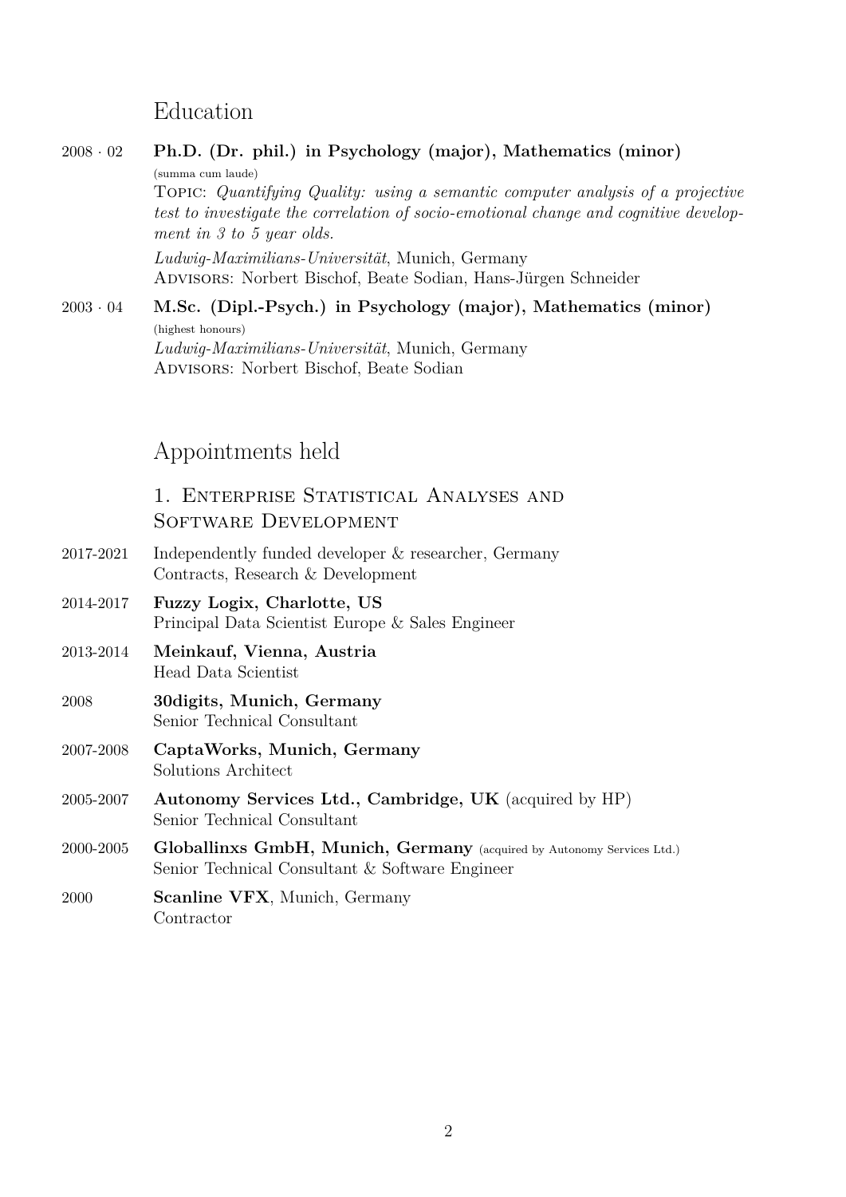## Education

**2008 · 02** **Ph.D. (Dr. phil.) in Psychology (major), Mathematics (minor)**
(summa cum laude)
TOPIC: *Quantifying Quality: using a semantic computer analysis of a projective test to investigate the correlation of socio-emotional change and cognitive development in 3 to 5 year olds.*
*Ludwig-Maximilians-Universität*, Munich, Germany
ADVISORS: Norbert Bischof, Beate Sodian, Hans-Jürgen Schneider

**2003 · 04** **M.Sc. (Dipl.-Psych.) in Psychology (major), Mathematics (minor)**
(highest honours)
*Ludwig-Maximilians-Universität*, Munich, Germany
ADVISORS: Norbert Bischof, Beate Sodian

## Appointments held

### 1. Enterprise Statistical Analyses and Software Development

**2017-2021** Independently funded developer & researcher, Germany
Contracts, Research & Development

**2014-2017** **Fuzzy Logix, Charlotte, US**
Principal Data Scientist Europe & Sales Engineer

**2013-2014** **Meinkauf, Vienna, Austria**
Head Data Scientist

**2008** **30digits, Munich, Germany**
Senior Technical Consultant

**2007-2008** **CaptaWorks, Munich, Germany**
Solutions Architect

**2005-2007** **Autonomy Services Ltd., Cambridge, UK** (acquired by HP)
Senior Technical Consultant

**2000-2005** **Globallinxs GmbH, Munich, Germany** (acquired by Autonomy Services Ltd.)
Senior Technical Consultant & Software Engineer

**2000** **Scanline VFX**, Munich, Germany
Contractor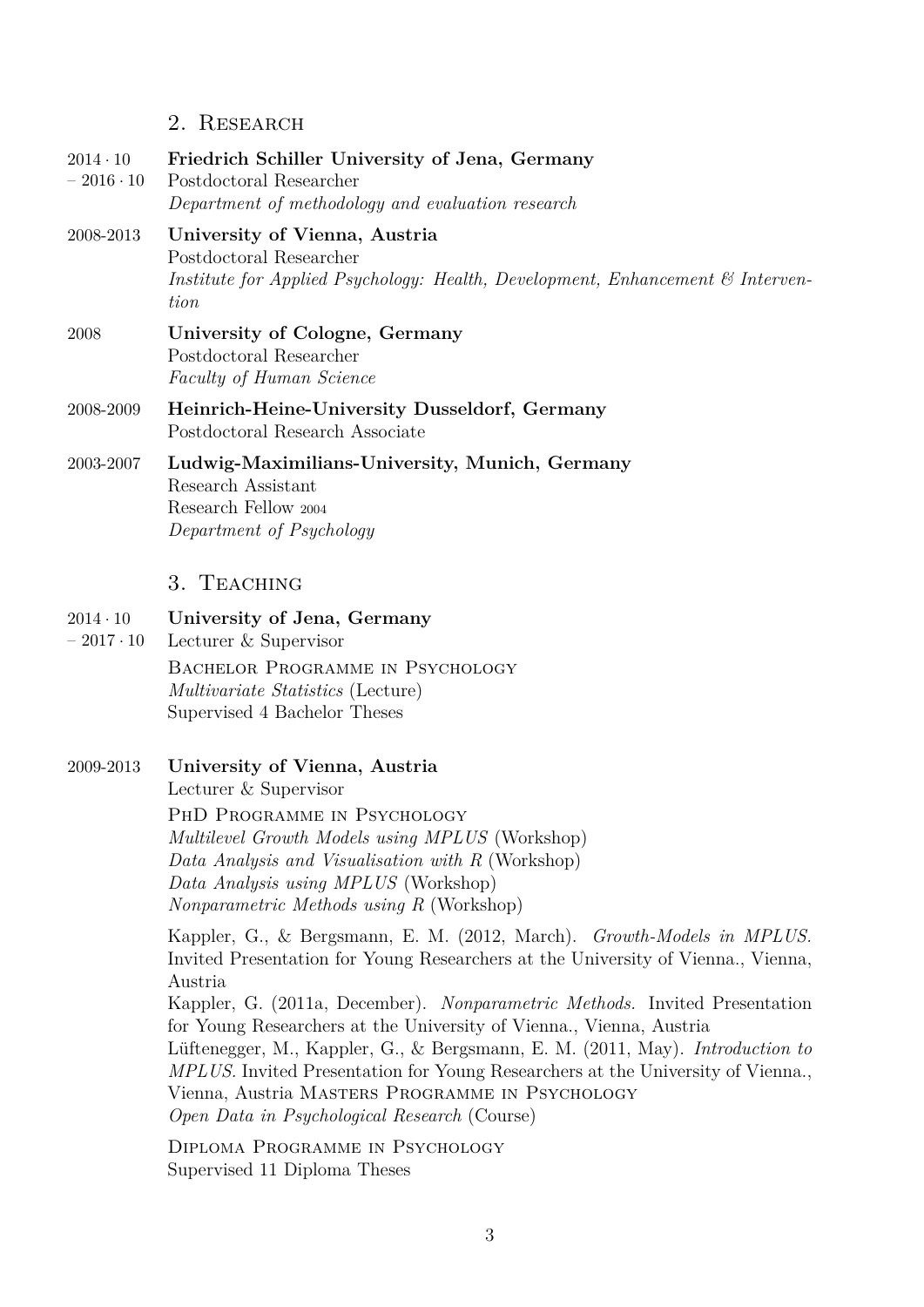## 2. Research

**2014 · 10 – 2016 · 10** **Friedrich Schiller University of Jena, Germany**
Postdoctoral Researcher
*Department of methodology and evaluation research*

**2008-2013** **University of Vienna, Austria**
Postdoctoral Researcher
*Institute for Applied Psychology: Health, Development, Enhancement & Intervention*

**2008** **University of Cologne, Germany**
Postdoctoral Researcher
*Faculty of Human Science*

**2008-2009** **Heinrich-Heine-University Dusseldorf, Germany**
Postdoctoral Research Associate

**2003-2007** **Ludwig-Maximilians-University, Munich, Germany**
Research Assistant
Research Fellow 2004
*Department of Psychology*

## 3. Teaching

**2014 · 10 – 2017 · 10** **University of Jena, Germany**
Lecturer & Supervisor

Bachelor Programme in Psychology
*Multivariate Statistics* (Lecture)
Supervised 4 Bachelor Theses

**2009-2013** **University of Vienna, Austria**
Lecturer & Supervisor

PhD Programme in Psychology
*Multilevel Growth Models using MPLUS* (Workshop)
*Data Analysis and Visualisation with R* (Workshop)
*Data Analysis using MPLUS* (Workshop)
*Nonparametric Methods using R* (Workshop)

Kappler, G., & Bergsmann, E. M. (2012, March). *Growth-Models in MPLUS.* Invited Presentation for Young Researchers at the University of Vienna., Vienna, Austria
Kappler, G. (2011a, December). *Nonparametric Methods.* Invited Presentation for Young Researchers at the University of Vienna., Vienna, Austria
Lüftenegger, M., Kappler, G., & Bergsmann, E. M. (2011, May). *Introduction to MPLUS.* Invited Presentation for Young Researchers at the University of Vienna., Vienna, Austria Masters Programme in Psychology
*Open Data in Psychological Research* (Course)

Diploma Programme in Psychology
Supervised 11 Diploma Theses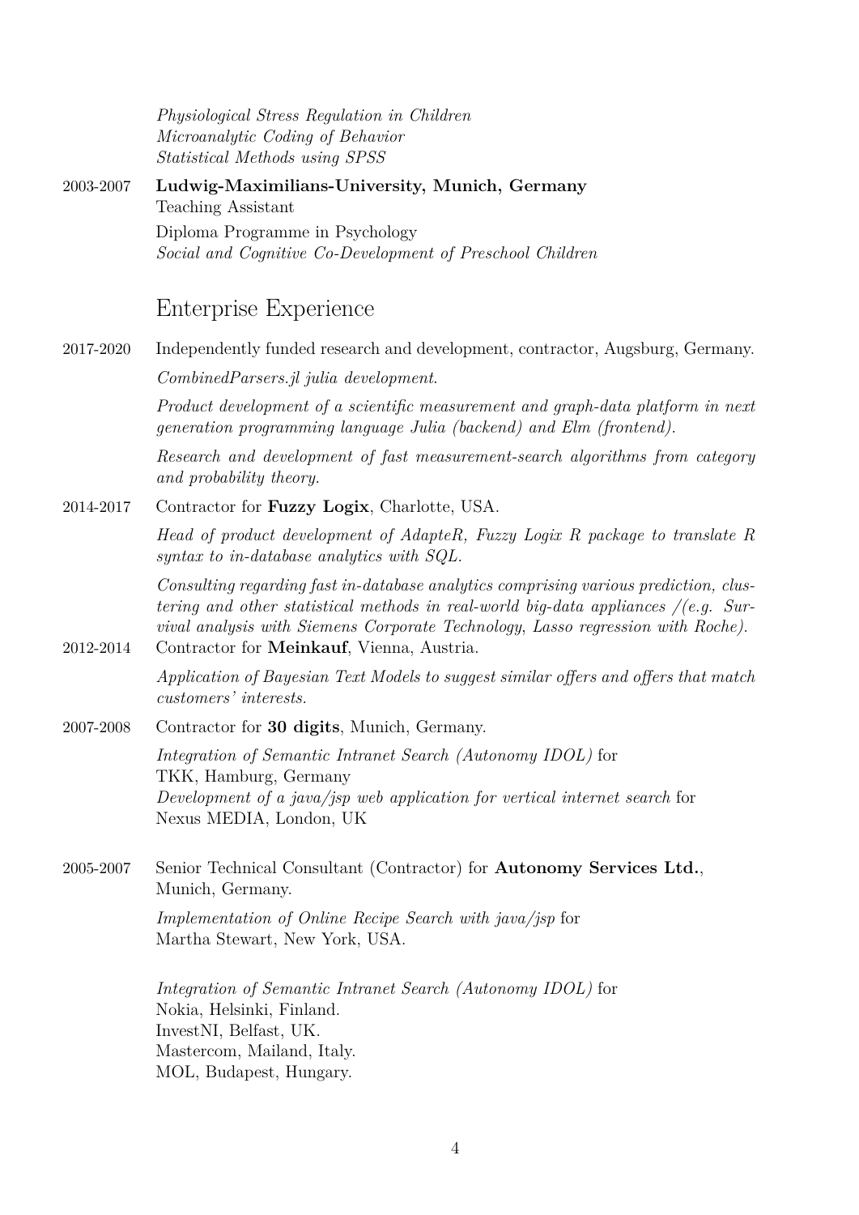*Physiological Stress Regulation in Children*
*Microanalytic Coding of Behavior*
*Statistical Methods using SPSS*

2003-2007 **Ludwig-Maximilians-University, Munich, Germany**
Teaching Assistant
Diploma Programme in Psychology
*Social and Cognitive Co-Development of Preschool Children*

## Enterprise Experience

2017-2020 Independently funded research and development, contractor, Augsburg, Germany.

*CombinedParsers.jl julia development.*

*Product development of a scientific measurement and graph-data platform in next generation programming language Julia (backend) and Elm (frontend).*

*Research and development of fast measurement-search algorithms from category and probability theory.*

2014-2017 Contractor for **Fuzzy Logix**, Charlotte, USA.

*Head of product development of AdapteR, Fuzzy Logix R package to translate R syntax to in-database analytics with SQL.*

*Consulting regarding fast in-database analytics comprising various prediction, clustering and other statistical methods in real-world big-data appliances /(e.g. Survival analysis with Siemens Corporate Technology, Lasso regression with Roche).*

2012-2014 Contractor for **Meinkauf**, Vienna, Austria.

*Application of Bayesian Text Models to suggest similar offers and offers that match customers' interests.*

2007-2008 Contractor for **30 digits**, Munich, Germany.

*Integration of Semantic Intranet Search (Autonomy IDOL)* for
TKK, Hamburg, Germany
*Development of a java/jsp web application for vertical internet search* for
Nexus MEDIA, London, UK

2005-2007 Senior Technical Consultant (Contractor) for **Autonomy Services Ltd.**, Munich, Germany.

*Implementation of Online Recipe Search with java/jsp* for
Martha Stewart, New York, USA.

*Integration of Semantic Intranet Search (Autonomy IDOL)* for
Nokia, Helsinki, Finland.
InvestNI, Belfast, UK.
Mastercom, Mailand, Italy.
MOL, Budapest, Hungary.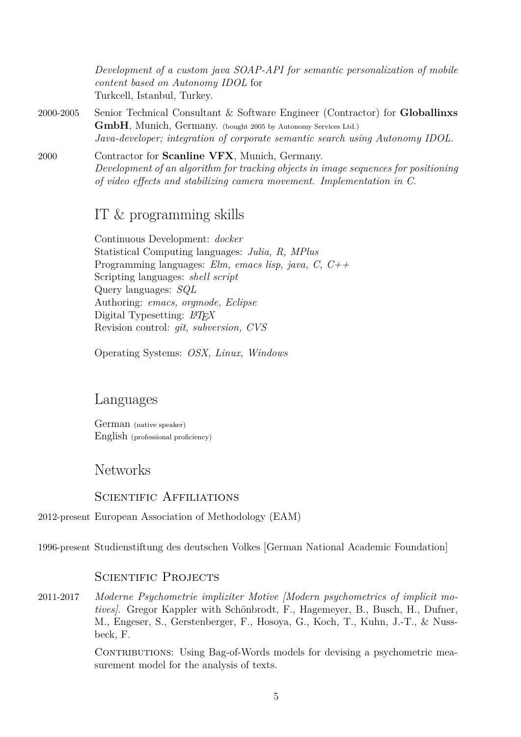*Development of a custom java SOAP-API for semantic personalization of mobile content based on Autonomy IDOL* for
Turkcell, Istanbul, Turkey.

2000-2005 Senior Technical Consultant & Software Engineer (Contractor) for **Globallinxs GmbH**, Munich, Germany. (bought 2005 by Autonomy Services Ltd.)
*Java-developer; integration of corporate semantic search using Autonomy IDOL.*

2000 Contractor for **Scanline VFX**, Munich, Germany.
*Development of an algorithm for tracking objects in image sequences for positioning of video effects and stabilizing camera movement. Implementation in C.*

## IT & programming skills

Continuous Development: *docker*
Statistical Computing languages: *Julia, R, MPlus*
Programming languages: *Elm, emacs lisp, java, C, C++*
Scripting languages: *shell script*
Query languages: *SQL*
Authoring: *emacs, orgmode, Eclipse*
Digital Typesetting: *LaTeX*
Revision control: *git, subversion, CVS*

Operating Systems: *OSX, Linux, Windows*

## Languages

German (native speaker)
English (professional proficiency)

## Networks

### Scientific Affiliations

2012-present European Association of Methodology (EAM)

1996-present Studienstiftung des deutschen Volkes [German National Academic Foundation]

### Scientific Projects

2011-2017 *Moderne Psychometrie impliziter Motive [Modern psychometrics of implicit motives].* Gregor Kappler with Schönbrodt, F., Hagemeyer, B., Busch, H., Dufner, M., Engeser, S., Gerstenberger, F., Hosoya, G., Koch, T., Kuhn, J.-T., & Nussbeck, F.

Contributions: Using Bag-of-Words models for devising a psychometric measurement model for the analysis of texts.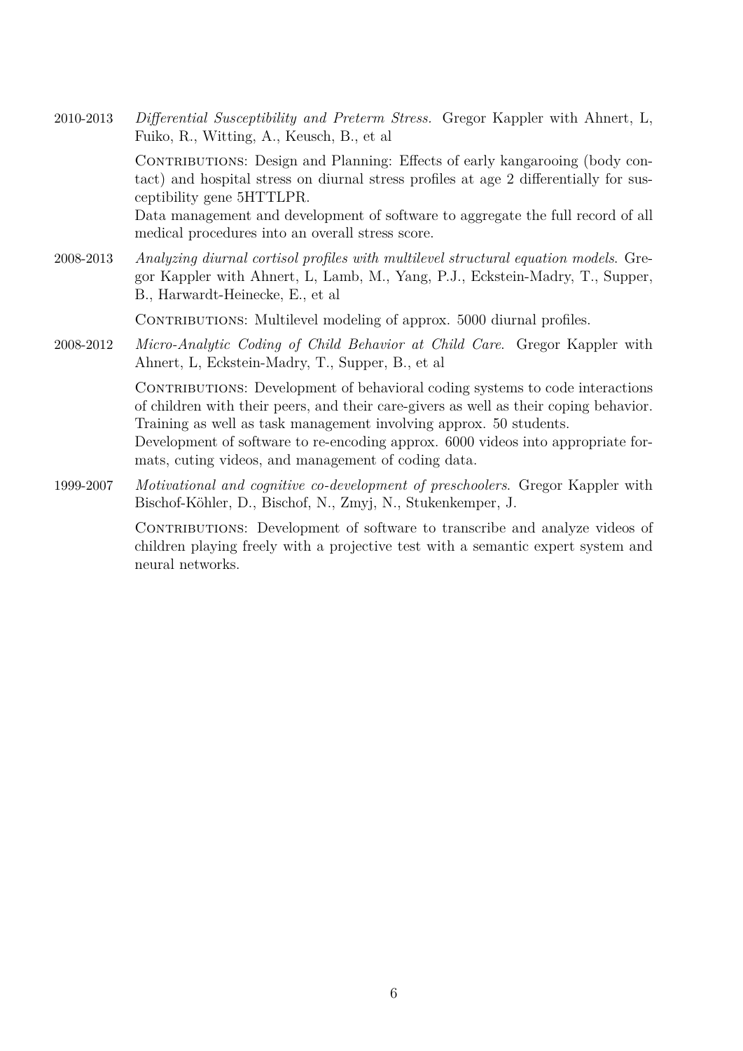2010-2013 *Differential Susceptibility and Preterm Stress.* Gregor Kappler with Ahnert, L, Fuiko, R., Witting, A., Keusch, B., et al

Contributions: Design and Planning: Effects of early kangarooing (body contact) and hospital stress on diurnal stress profiles at age 2 differentially for susceptibility gene 5HTTLPR.
Data management and development of software to aggregate the full record of all medical procedures into an overall stress score.

2008-2013 *Analyzing diurnal cortisol profiles with multilevel structural equation models.* Gregor Kappler with Ahnert, L, Lamb, M., Yang, P.J., Eckstein-Madry, T., Supper, B., Harwardt-Heinecke, E., et al

Contributions: Multilevel modeling of approx. 5000 diurnal profiles.

2008-2012 *Micro-Analytic Coding of Child Behavior at Child Care.* Gregor Kappler with Ahnert, L, Eckstein-Madry, T., Supper, B., et al

Contributions: Development of behavioral coding systems to code interactions of children with their peers, and their care-givers as well as their coping behavior. Training as well as task management involving approx. 50 students.
Development of software to re-encoding approx. 6000 videos into appropriate formats, cuting videos, and management of coding data.

1999-2007 *Motivational and cognitive co-development of preschoolers.* Gregor Kappler with Bischof-Köhler, D., Bischof, N., Zmyj, N., Stukenkemper, J.

Contributions: Development of software to transcribe and analyze videos of children playing freely with a projective test with a semantic expert system and neural networks.